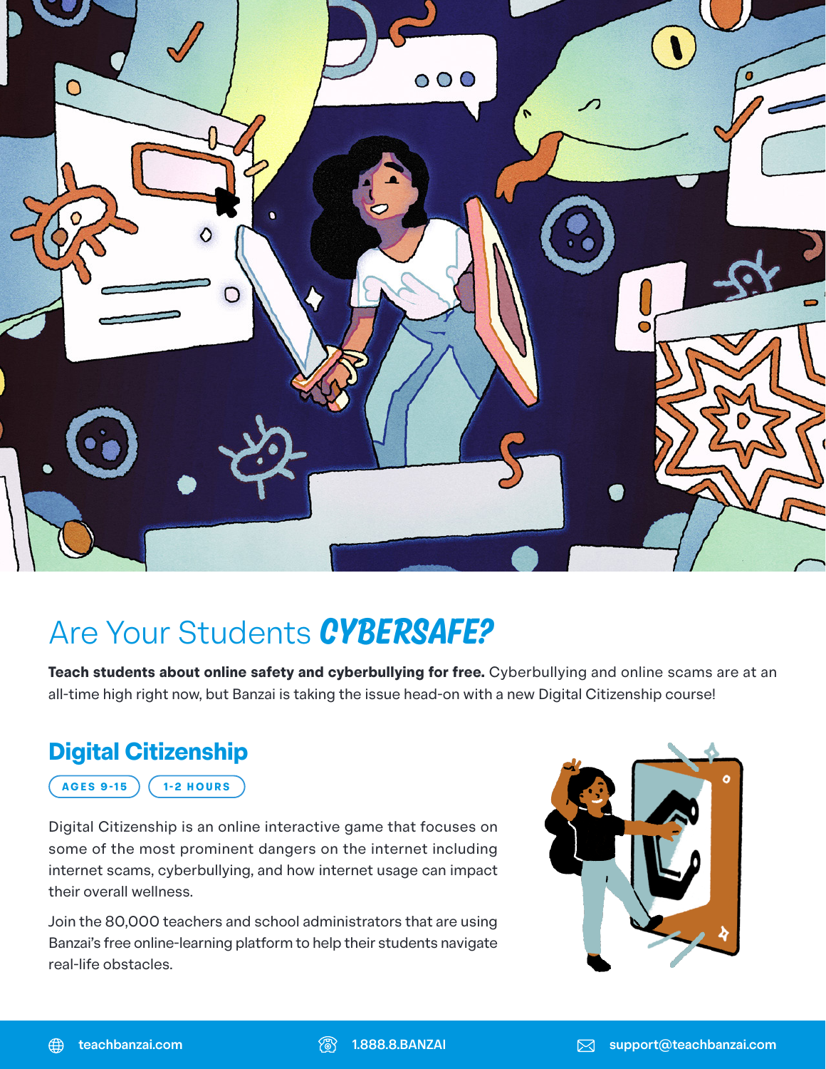# Are Your Students ***CYBERSAFE?***

**Teach students about online safety and cyberbullying for free.** Cyberbullying and online scams are at an all-time high right now, but Banzai is taking the issue head-on with a new Digital Citizenship course!

## Digital Citizenship

AGES 9-15 | 1-2 HOURS

Digital Citizenship is an online interactive game that focuses on some of the most prominent dangers on the internet including internet scams, cyberbullying, and how internet usage can impact their overall wellness.

Join the 80,000 teachers and school administrators that are using Banzai's free online-learning platform to help their students navigate real-life obstacles.

teachbanzai.com | 1.888.8.BANZAI | support@teachbanzai.com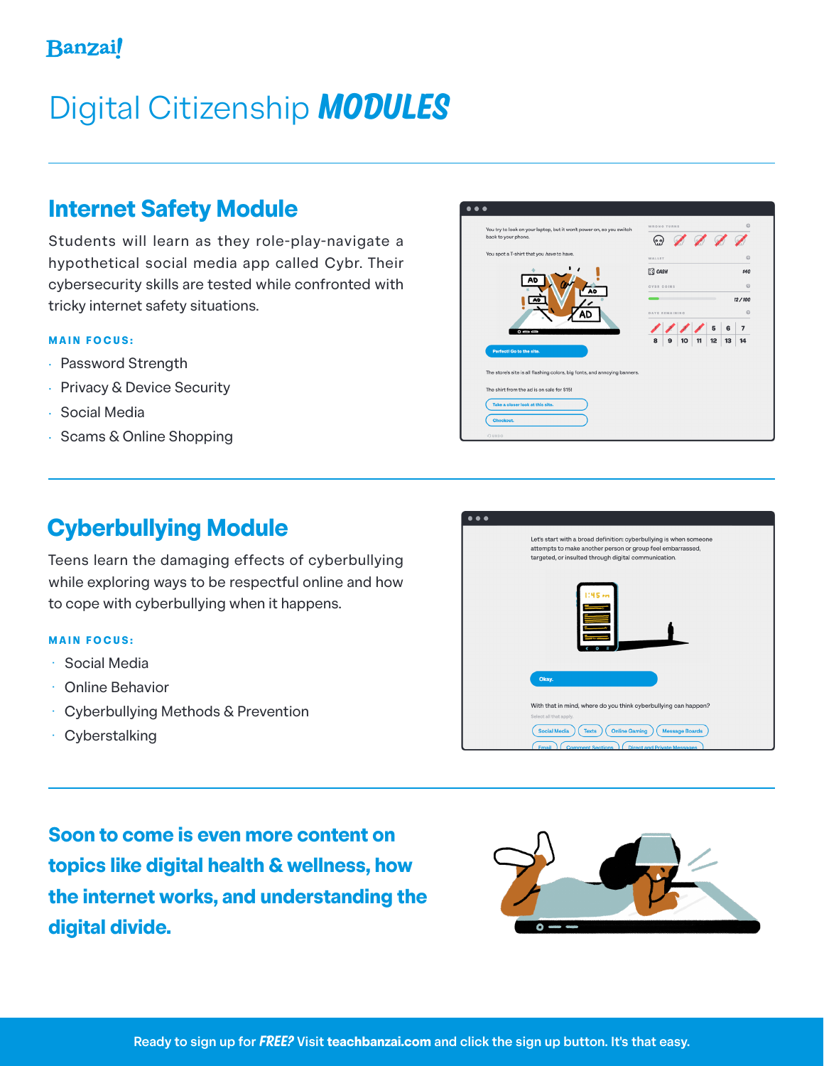Banzai!

# Digital Citizenship *MODULES*

## Internet Safety Module

Students will learn as they role-play-navigate a hypothetical social media app called Cybr. Their cybersecurity skills are tested while confronted with tricky internet safety situations.

**MAIN FOCUS:**

- Password Strength
- Privacy & Device Security
- Social Media
- Scams & Online Shopping

## Cyberbullying Module

Teens learn the damaging effects of cyberbullying while exploring ways to be respectful online and how to cope with cyberbullying when it happens.

**MAIN FOCUS:**

- Social Media
- Online Behavior
- Cyberbullying Methods & Prevention
- Cyberstalking

**Soon to come is even more content on topics like digital health & wellness, how the internet works, and understanding the digital divide.**

Ready to sign up for ***FREE?*** Visit **teachbanzai.com** and click the sign up button. It's that easy.